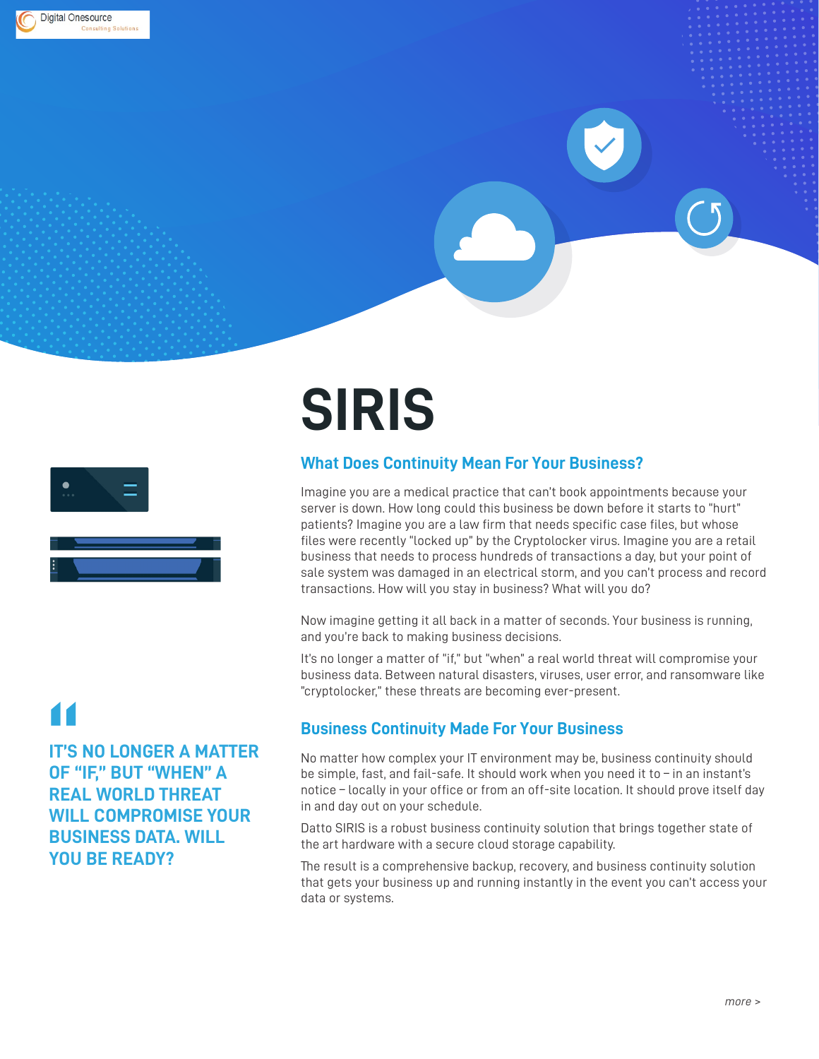Digital Onesource
Consulting Solutions

# SIRIS

## What Does Continuity Mean For Your Business?

Imagine you are a medical practice that can't book appointments because your server is down. How long could this business be down before it starts to "hurt" patients? Imagine you are a law firm that needs specific case files, but whose files were recently "locked up" by the Cryptolocker virus. Imagine you are a retail business that needs to process hundreds of transactions a day, but your point of sale system was damaged in an electrical storm, and you can't process and record transactions. How will you stay in business? What will you do?

Now imagine getting it all back in a matter of seconds. Your business is running, and you're back to making business decisions.

It's no longer a matter of "if," but "when" a real world threat will compromise your business data. Between natural disasters, viruses, user error, and ransomware like "cryptolocker," these threats are becoming ever-present.

> **IT'S NO LONGER A MATTER OF "IF," BUT "WHEN" A REAL WORLD THREAT WILL COMPROMISE YOUR BUSINESS DATA. WILL YOU BE READY?**

## Business Continuity Made For Your Business

No matter how complex your IT environment may be, business continuity should be simple, fast, and fail-safe. It should work when you need it to – in an instant's notice – locally in your office or from an off-site location. It should prove itself day in and day out on your schedule.

Datto SIRIS is a robust business continuity solution that brings together state of the art hardware with a secure cloud storage capability.

The result is a comprehensive backup, recovery, and business continuity solution that gets your business up and running instantly in the event you can't access your data or systems.

*more >*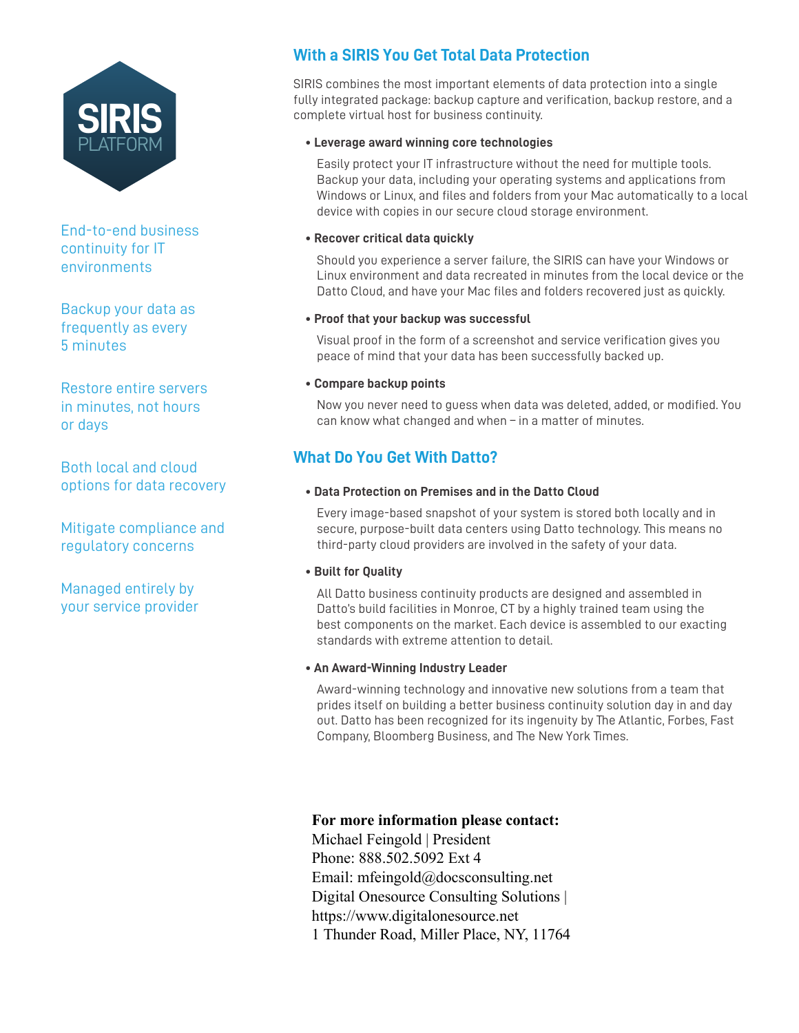SIRIS
PLATFORM

End-to-end business continuity for IT environments

Backup your data as frequently as every 5 minutes

Restore entire servers in minutes, not hours or days

Both local and cloud options for data recovery

Mitigate compliance and regulatory concerns

Managed entirely by your service provider

## With a SIRIS You Get Total Data Protection

SIRIS combines the most important elements of data protection into a single fully integrated package: backup capture and verification, backup restore, and a complete virtual host for business continuity.

- **Leverage award winning core technologies**

  Easily protect your IT infrastructure without the need for multiple tools. Backup your data, including your operating systems and applications from Windows or Linux, and files and folders from your Mac automatically to a local device with copies in our secure cloud storage environment.

- **Recover critical data quickly**

  Should you experience a server failure, the SIRIS can have your Windows or Linux environment and data recreated in minutes from the local device or the Datto Cloud, and have your Mac files and folders recovered just as quickly.

- **Proof that your backup was successful**

  Visual proof in the form of a screenshot and service verification gives you peace of mind that your data has been successfully backed up.

- **Compare backup points**

  Now you never need to guess when data was deleted, added, or modified. You can know what changed and when – in a matter of minutes.

## What Do You Get With Datto?

- **Data Protection on Premises and in the Datto Cloud**

  Every image-based snapshot of your system is stored both locally and in secure, purpose-built data centers using Datto technology. This means no third-party cloud providers are involved in the safety of your data.

- **Built for Quality**

  All Datto business continuity products are designed and assembled in Datto's build facilities in Monroe, CT by a highly trained team using the best components on the market. Each device is assembled to our exacting standards with extreme attention to detail.

- **An Award-Winning Industry Leader**

  Award-winning technology and innovative new solutions from a team that prides itself on building a better business continuity solution day in and day out. Datto has been recognized for its ingenuity by The Atlantic, Forbes, Fast Company, Bloomberg Business, and The New York Times.

**For more information please contact:**
Michael Feingold | President
Phone: 888.502.5092 Ext 4
Email: mfeingold@docsconsulting.net
Digital Onesource Consulting Solutions |
https://www.digitalonesource.net
1 Thunder Road, Miller Place, NY, 11764